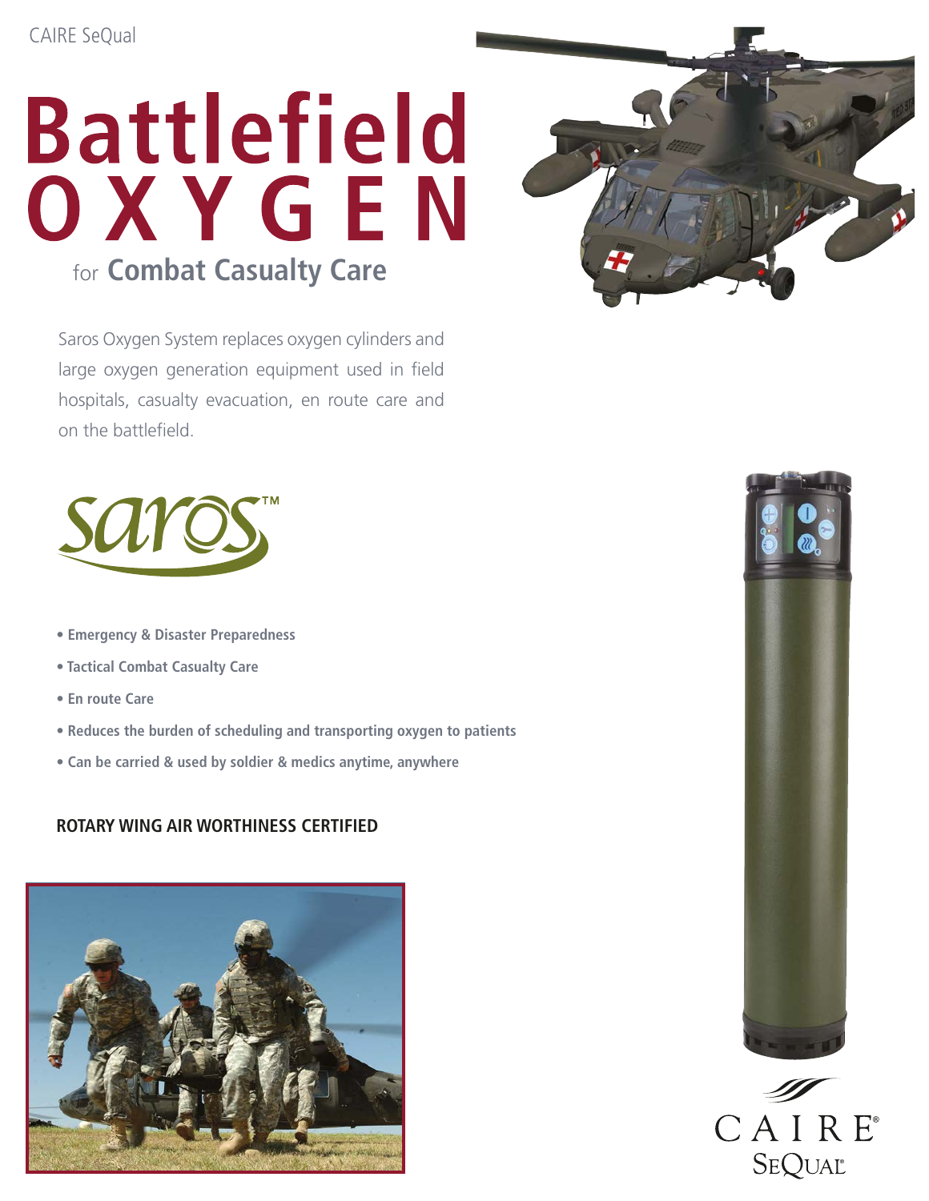CAIRE SeQual

# Battlefield OXYGEN

## for Combat Casualty Care

Saros Oxygen System replaces oxygen cylinders and large oxygen generation equipment used in field hospitals, casualty evacuation, en route care and on the battlefield.

saros™

- **Emergency & Disaster Preparedness**
- **Tactical Combat Casualty Care**
- **En route Care**
- **Reduces the burden of scheduling and transporting oxygen to patients**
- **Can be carried & used by soldier & medics anytime, anywhere**

**ROTARY WING AIR WORTHINESS CERTIFIED**

CAIRE® SeQual®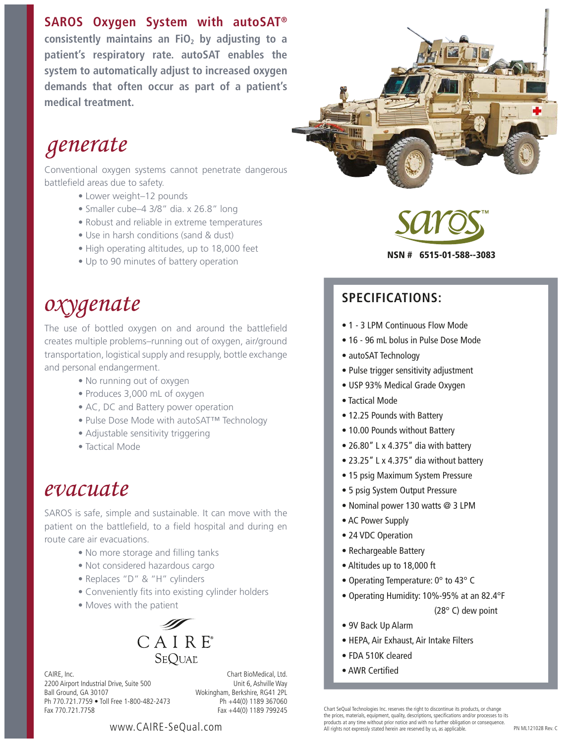**SAROS Oxygen System with autoSAT® consistently maintains an $FiO_2$ by adjusting to a patient's respiratory rate. autoSAT enables the system to automatically adjust to increased oxygen demands that often occur as part of a patient's medical treatment.**

## *generate*

Conventional oxygen systems cannot penetrate dangerous battlefield areas due to safety.

- Lower weight–12 pounds
- Smaller cube–4 3/8" dia. x 26.8" long
- Robust and reliable in extreme temperatures
- Use in harsh conditions (sand & dust)
- High operating altitudes, up to 18,000 feet
- Up to 90 minutes of battery operation

## *oxygenate*

The use of bottled oxygen on and around the battlefield creates multiple problems–running out of oxygen, air/ground transportation, logistical supply and resupply, bottle exchange and personal endangerment.

- No running out of oxygen
- Produces 3,000 mL of oxygen
- AC, DC and Battery power operation
- Pulse Dose Mode with autoSAT™ Technology
- Adjustable sensitivity triggering
- Tactical Mode

## *evacuate*

SAROS is safe, simple and sustainable. It can move with the patient on the battlefield, to a field hospital and during en route care air evacuations.

- No more storage and filling tanks
- Not considered hazardous cargo
- Replaces "D" & "H" cylinders
- Conveniently fits into existing cylinder holders
- Moves with the patient

saros™

**NSN # 6515-01-588--3083**

## SPECIFICATIONS:

- 1 - 3 LPM Continuous Flow Mode
- 16 - 96 mL bolus in Pulse Dose Mode
- autoSAT Technology
- Pulse trigger sensitivity adjustment
- USP 93% Medical Grade Oxygen
- Tactical Mode
- 12.25 Pounds with Battery
- 10.00 Pounds without Battery
- 26.80" L x 4.375" dia with battery
- 23.25" L x 4.375" dia without battery
- 15 psig Maximum System Pressure
- 5 psig System Output Pressure
- Nominal power 130 watts @ 3 LPM
- AC Power Supply
- 24 VDC Operation
- Rechargeable Battery
- Altitudes up to 18,000 ft
- Operating Temperature: 0° to 43° C
- Operating Humidity: 10%-95% at an 82.4°F (28° C) dew point
- 9V Back Up Alarm
- HEPA, Air Exhaust, Air Intake Filters
- FDA 510K cleared
- AWR Certified

CAIRE® SeQual®

CAIRE, Inc.
2200 Airport Industrial Drive, Suite 500
Ball Ground, GA 30107
Ph 770.721.7759 • Toll Free 1-800-482-2473
Fax 770.721.7758

Chart BioMedical, Ltd.
Unit 6, Ashville Way
Wokingham, Berkshire, RG41 2PL
Ph +44(0) 1189 367060
Fax +44(0) 1189 799245

www.CAIRE-SeQual.com

Chart SeQual Technologies Inc. reserves the right to discontinue its products, or change the prices, materials, equipment, quality, descriptions, specifications and/or processes to its products at any time without prior notice and with no further obligation or consequence. All rights not expressly stated herein are reserved by us, as applicable.

PN ML121028 Rev. C